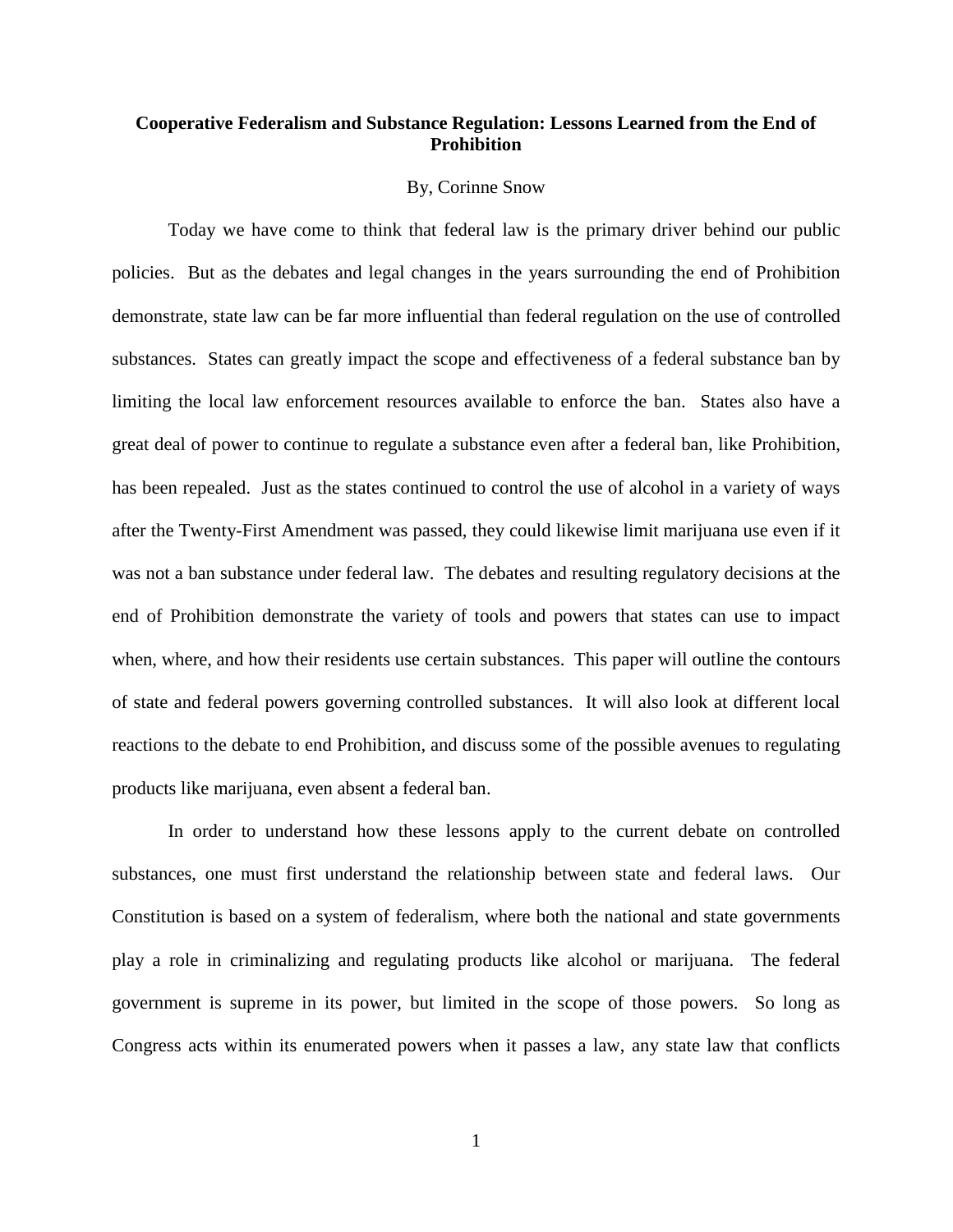**Cooperative Federalism and Substance Regulation: Lessons Learned from the End of Prohibition**

By, Corinne Snow

Today we have come to think that federal law is the primary driver behind our public policies. But as the debates and legal changes in the years surrounding the end of Prohibition demonstrate, state law can be far more influential than federal regulation on the use of controlled substances. States can greatly impact the scope and effectiveness of a federal substance ban by limiting the local law enforcement resources available to enforce the ban. States also have a great deal of power to continue to regulate a substance even after a federal ban, like Prohibition, has been repealed. Just as the states continued to control the use of alcohol in a variety of ways after the Twenty-First Amendment was passed, they could likewise limit marijuana use even if it was not a ban substance under federal law. The debates and resulting regulatory decisions at the end of Prohibition demonstrate the variety of tools and powers that states can use to impact when, where, and how their residents use certain substances. This paper will outline the contours of state and federal powers governing controlled substances. It will also look at different local reactions to the debate to end Prohibition, and discuss some of the possible avenues to regulating products like marijuana, even absent a federal ban.

In order to understand how these lessons apply to the current debate on controlled substances, one must first understand the relationship between state and federal laws. Our Constitution is based on a system of federalism, where both the national and state governments play a role in criminalizing and regulating products like alcohol or marijuana. The federal government is supreme in its power, but limited in the scope of those powers. So long as Congress acts within its enumerated powers when it passes a law, any state law that conflicts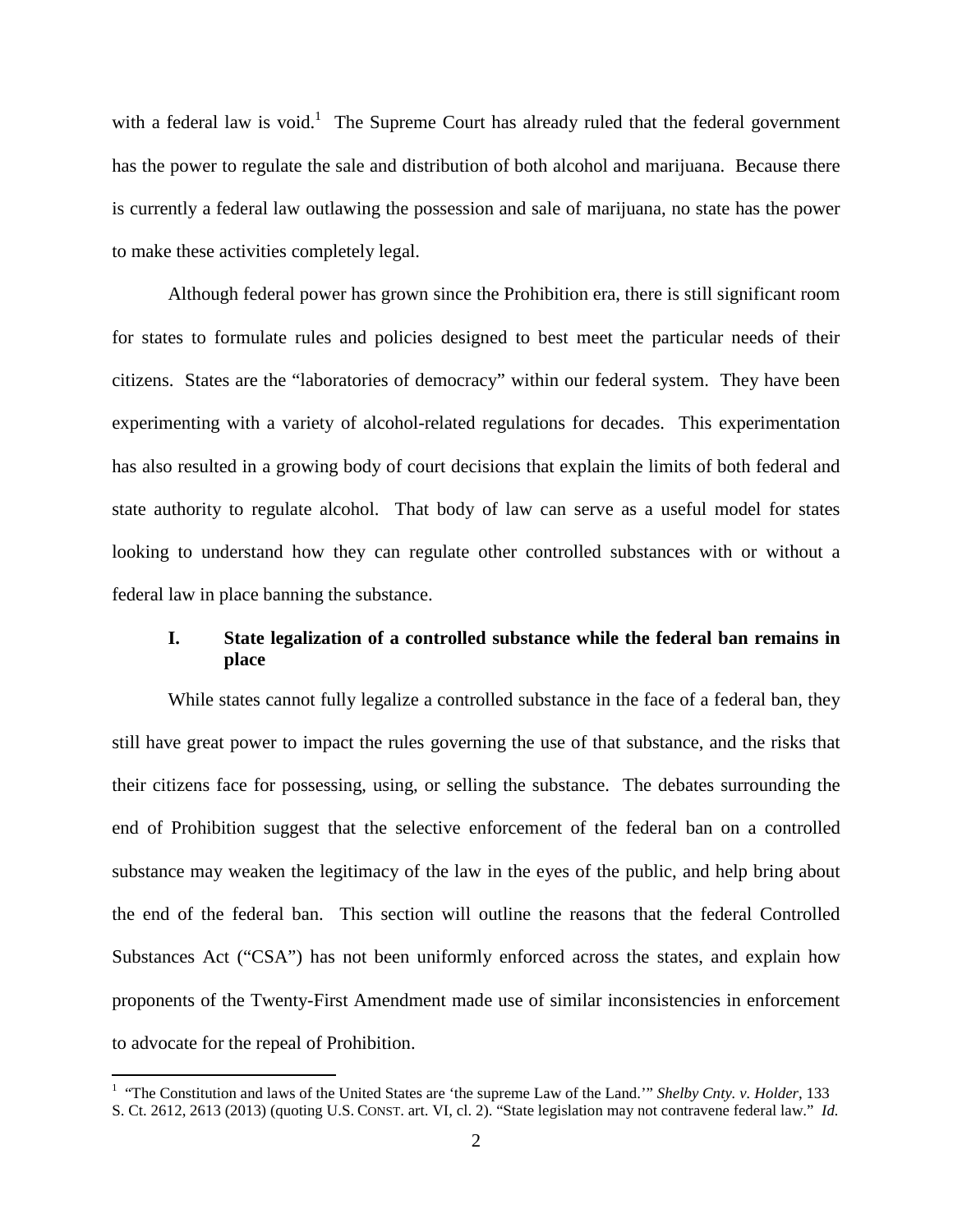with a federal law is void.[1] The Supreme Court has already ruled that the federal government has the power to regulate the sale and distribution of both alcohol and marijuana. Because there is currently a federal law outlawing the possession and sale of marijuana, no state has the power to make these activities completely legal.

Although federal power has grown since the Prohibition era, there is still significant room for states to formulate rules and policies designed to best meet the particular needs of their citizens. States are the "laboratories of democracy" within our federal system. They have been experimenting with a variety of alcohol-related regulations for decades. This experimentation has also resulted in a growing body of court decisions that explain the limits of both federal and state authority to regulate alcohol. That body of law can serve as a useful model for states looking to understand how they can regulate other controlled substances with or without a federal law in place banning the substance.

## I. State legalization of a controlled substance while the federal ban remains in place

While states cannot fully legalize a controlled substance in the face of a federal ban, they still have great power to impact the rules governing the use of that substance, and the risks that their citizens face for possessing, using, or selling the substance. The debates surrounding the end of Prohibition suggest that the selective enforcement of the federal ban on a controlled substance may weaken the legitimacy of the law in the eyes of the public, and help bring about the end of the federal ban. This section will outline the reasons that the federal Controlled Substances Act ("CSA") has not been uniformly enforced across the states, and explain how proponents of the Twenty-First Amendment made use of similar inconsistencies in enforcement to advocate for the repeal of Prohibition.

---

[1] "The Constitution and laws of the United States are 'the supreme Law of the Land.'" *Shelby Cnty. v. Holder*, 133 S. Ct. 2612, 2613 (2013) (quoting U.S. CONST. art. VI, cl. 2). "State legislation may not contravene federal law." *Id.*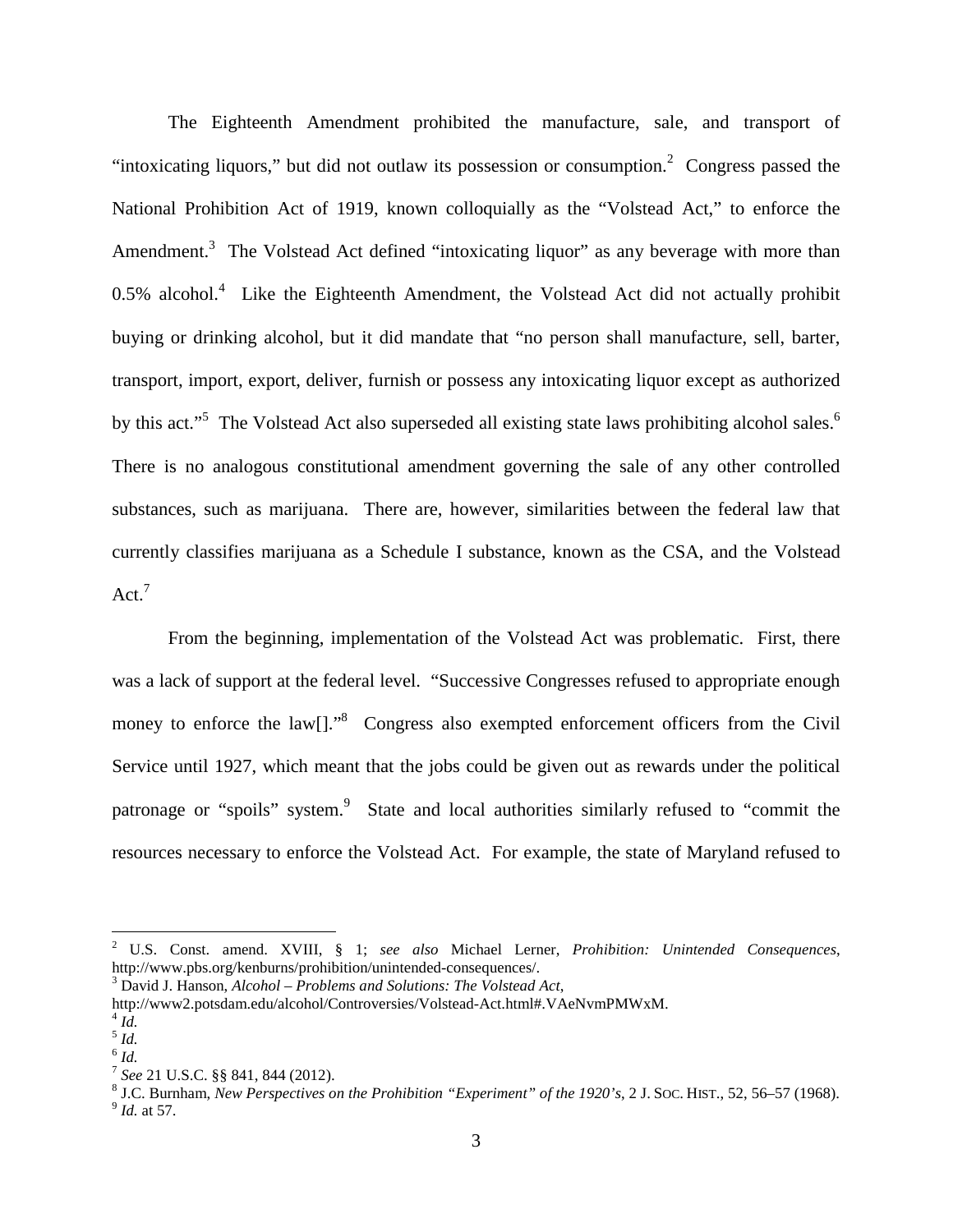The Eighteenth Amendment prohibited the manufacture, sale, and transport of "intoxicating liquors," but did not outlaw its possession or consumption.[2] Congress passed the National Prohibition Act of 1919, known colloquially as the "Volstead Act," to enforce the Amendment.[3] The Volstead Act defined "intoxicating liquor" as any beverage with more than 0.5% alcohol.[4] Like the Eighteenth Amendment, the Volstead Act did not actually prohibit buying or drinking alcohol, but it did mandate that "no person shall manufacture, sell, barter, transport, import, export, deliver, furnish or possess any intoxicating liquor except as authorized by this act."[5] The Volstead Act also superseded all existing state laws prohibiting alcohol sales.[6] There is no analogous constitutional amendment governing the sale of any other controlled substances, such as marijuana. There are, however, similarities between the federal law that currently classifies marijuana as a Schedule I substance, known as the CSA, and the Volstead Act.[7]

From the beginning, implementation of the Volstead Act was problematic. First, there was a lack of support at the federal level. "Successive Congresses refused to appropriate enough money to enforce the law[]."[8] Congress also exempted enforcement officers from the Civil Service until 1927, which meant that the jobs could be given out as rewards under the political patronage or "spoils" system.[9] State and local authorities similarly refused to "commit the resources necessary to enforce the Volstead Act. For example, the state of Maryland refused to

---

[2] U.S. Const. amend. XVIII, § 1; *see also* Michael Lerner, *Prohibition: Unintended Consequences*, http://www.pbs.org/kenburns/prohibition/unintended-consequences/.

[3] David J. Hanson, *Alcohol – Problems and Solutions: The Volstead Act*, http://www2.potsdam.edu/alcohol/Controversies/Volstead-Act.html#.VAeNvmPMWxM.

[4] *Id.*

[5] *Id.*

[6] *Id.*

[7] *See* 21 U.S.C. §§ 841, 844 (2012).

[8] J.C. Burnham, *New Perspectives on the Prohibition "Experiment" of the 1920's*, 2 J. SOC. HIST., 52, 56–57 (1968).

[9] *Id.* at 57.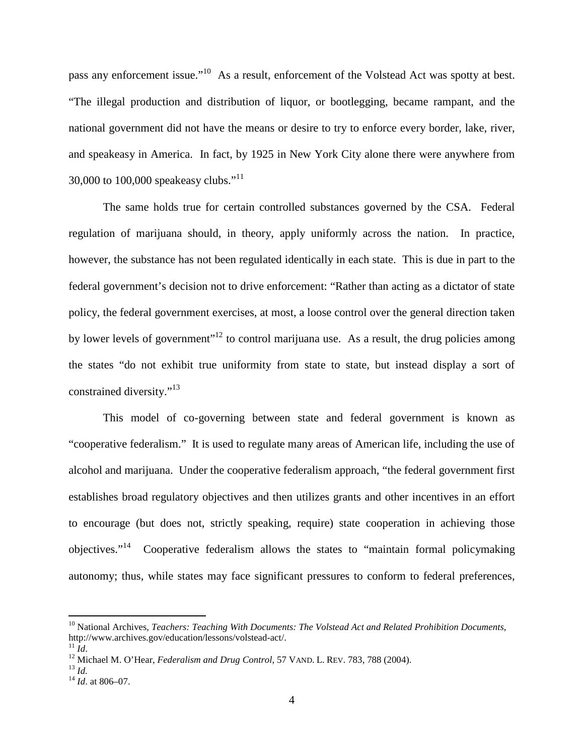pass any enforcement issue."[10] As a result, enforcement of the Volstead Act was spotty at best. "The illegal production and distribution of liquor, or bootlegging, became rampant, and the national government did not have the means or desire to try to enforce every border, lake, river, and speakeasy in America. In fact, by 1925 in New York City alone there were anywhere from 30,000 to 100,000 speakeasy clubs."[11]

The same holds true for certain controlled substances governed by the CSA. Federal regulation of marijuana should, in theory, apply uniformly across the nation. In practice, however, the substance has not been regulated identically in each state. This is due in part to the federal government's decision not to drive enforcement: "Rather than acting as a dictator of state policy, the federal government exercises, at most, a loose control over the general direction taken by lower levels of government"[12] to control marijuana use. As a result, the drug policies among the states "do not exhibit true uniformity from state to state, but instead display a sort of constrained diversity."[13]

This model of co-governing between state and federal government is known as "cooperative federalism." It is used to regulate many areas of American life, including the use of alcohol and marijuana. Under the cooperative federalism approach, "the federal government first establishes broad regulatory objectives and then utilizes grants and other incentives in an effort to encourage (but does not, strictly speaking, require) state cooperation in achieving those objectives."[14] Cooperative federalism allows the states to "maintain formal policymaking autonomy; thus, while states may face significant pressures to conform to federal preferences,

---

[10] National Archives, *Teachers: Teaching With Documents: The Volstead Act and Related Prohibition Documents*, http://www.archives.gov/education/lessons/volstead-act/.

[11] *Id*.

[12] Michael M. O'Hear, *Federalism and Drug Control*, 57 VAND. L. REV. 783, 788 (2004).

[13] *Id.*

[14] *Id*. at 806–07.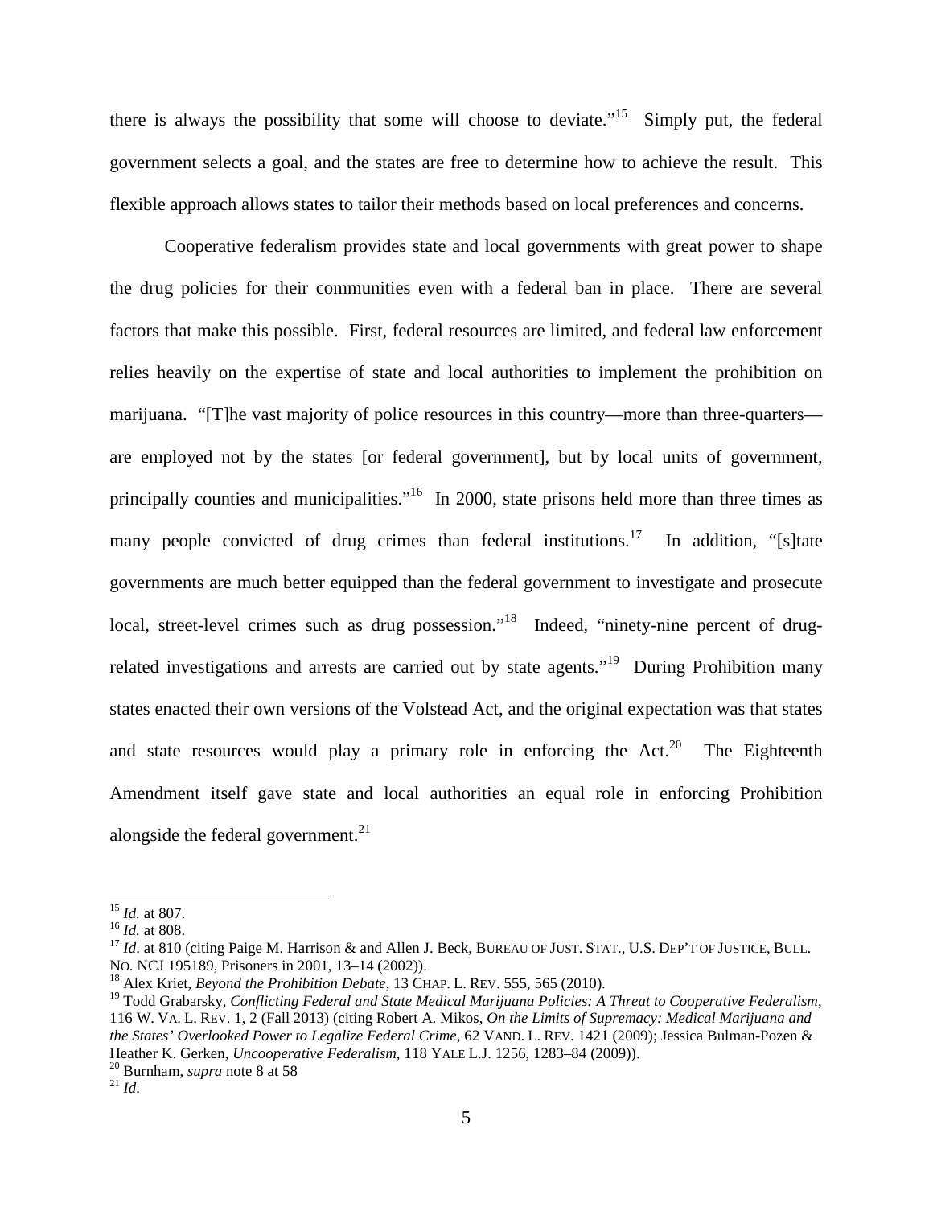there is always the possibility that some will choose to deviate."[15] Simply put, the federal government selects a goal, and the states are free to determine how to achieve the result. This flexible approach allows states to tailor their methods based on local preferences and concerns.

Cooperative federalism provides state and local governments with great power to shape the drug policies for their communities even with a federal ban in place. There are several factors that make this possible. First, federal resources are limited, and federal law enforcement relies heavily on the expertise of state and local authorities to implement the prohibition on marijuana. "[T]he vast majority of police resources in this country—more than three-quarters—are employed not by the states [or federal government], but by local units of government, principally counties and municipalities."[16] In 2000, state prisons held more than three times as many people convicted of drug crimes than federal institutions.[17] In addition, "[s]tate governments are much better equipped than the federal government to investigate and prosecute local, street-level crimes such as drug possession."[18] Indeed, "ninety-nine percent of drug-related investigations and arrests are carried out by state agents."[19] During Prohibition many states enacted their own versions of the Volstead Act, and the original expectation was that states and state resources would play a primary role in enforcing the Act.[20] The Eighteenth Amendment itself gave state and local authorities an equal role in enforcing Prohibition alongside the federal government.[21]

---

[15] *Id.* at 807.
[16] *Id.* at 808.
[17] *Id*. at 810 (citing Paige M. Harrison & and Allen J. Beck, BUREAU OF JUST. STAT., U.S. DEP'T OF JUSTICE, BULL. NO. NCJ 195189, Prisoners in 2001, 13–14 (2002)).
[18] Alex Kriet, *Beyond the Prohibition Debate*, 13 CHAP. L. REV. 555, 565 (2010).
[19] Todd Grabarsky, *Conflicting Federal and State Medical Marijuana Policies: A Threat to Cooperative Federalism*, 116 W. VA. L. REV. 1, 2 (Fall 2013) (citing Robert A. Mikos, *On the Limits of Supremacy: Medical Marijuana and the States' Overlooked Power to Legalize Federal Crime*, 62 VAND. L. REV. 1421 (2009); Jessica Bulman-Pozen & Heather K. Gerken, *Uncooperative Federalism*, 118 YALE L.J. 1256, 1283–84 (2009)).
[20] Burnham, *supra* note 8 at 58
[21] *Id*.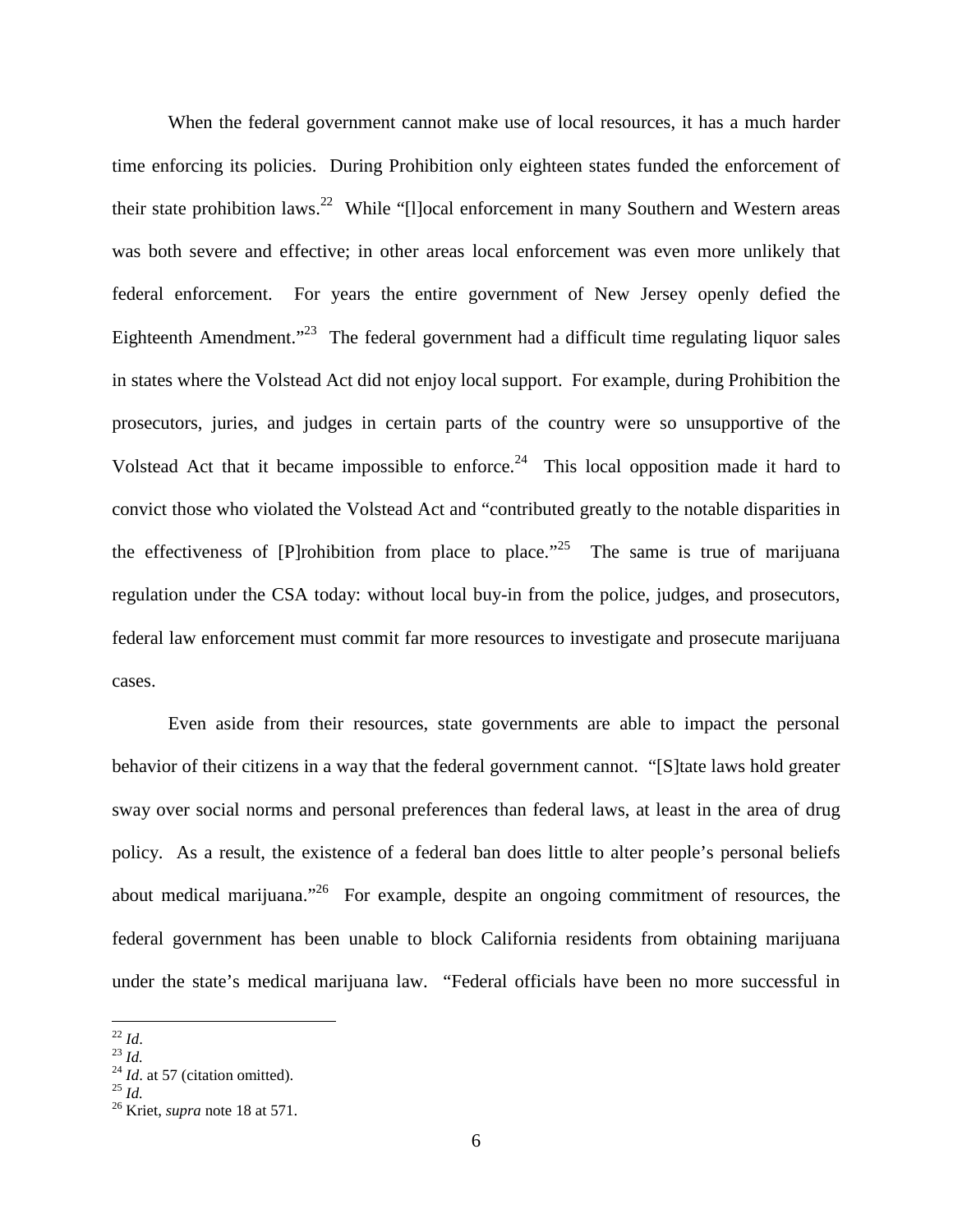When the federal government cannot make use of local resources, it has a much harder time enforcing its policies. During Prohibition only eighteen states funded the enforcement of their state prohibition laws.[22] While "[l]ocal enforcement in many Southern and Western areas was both severe and effective; in other areas local enforcement was even more unlikely that federal enforcement. For years the entire government of New Jersey openly defied the Eighteenth Amendment."[23] The federal government had a difficult time regulating liquor sales in states where the Volstead Act did not enjoy local support. For example, during Prohibition the prosecutors, juries, and judges in certain parts of the country were so unsupportive of the Volstead Act that it became impossible to enforce.[24] This local opposition made it hard to convict those who violated the Volstead Act and "contributed greatly to the notable disparities in the effectiveness of [P]rohibition from place to place."[25] The same is true of marijuana regulation under the CSA today: without local buy-in from the police, judges, and prosecutors, federal law enforcement must commit far more resources to investigate and prosecute marijuana cases.

Even aside from their resources, state governments are able to impact the personal behavior of their citizens in a way that the federal government cannot. "[S]tate laws hold greater sway over social norms and personal preferences than federal laws, at least in the area of drug policy. As a result, the existence of a federal ban does little to alter people's personal beliefs about medical marijuana."[26] For example, despite an ongoing commitment of resources, the federal government has been unable to block California residents from obtaining marijuana under the state's medical marijuana law. "Federal officials have been no more successful in

---

[22] *Id.*
[23] *Id.*
[24] *Id.* at 57 (citation omitted).
[25] *Id.*
[26] Kriet, *supra* note 18 at 571.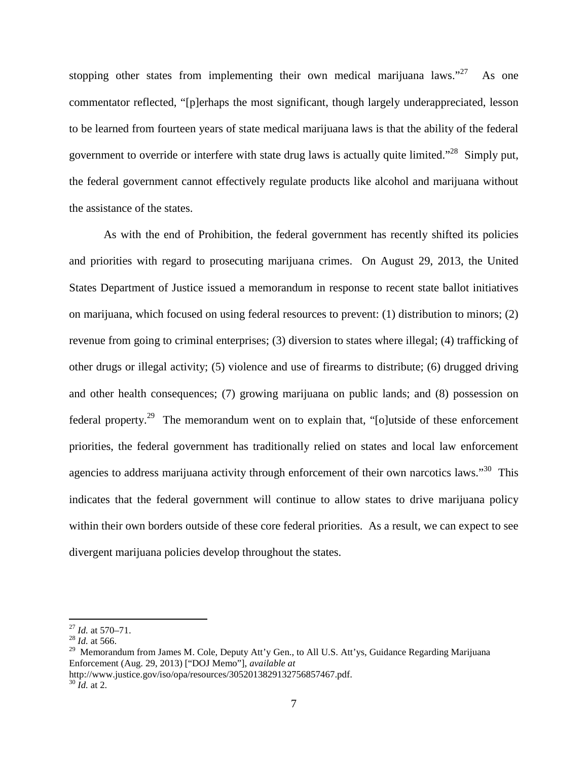stopping other states from implementing their own medical marijuana laws."[27] As one commentator reflected, "[p]erhaps the most significant, though largely underappreciated, lesson to be learned from fourteen years of state medical marijuana laws is that the ability of the federal government to override or interfere with state drug laws is actually quite limited."[28] Simply put, the federal government cannot effectively regulate products like alcohol and marijuana without the assistance of the states.

As with the end of Prohibition, the federal government has recently shifted its policies and priorities with regard to prosecuting marijuana crimes. On August 29, 2013, the United States Department of Justice issued a memorandum in response to recent state ballot initiatives on marijuana, which focused on using federal resources to prevent: (1) distribution to minors; (2) revenue from going to criminal enterprises; (3) diversion to states where illegal; (4) trafficking of other drugs or illegal activity; (5) violence and use of firearms to distribute; (6) drugged driving and other health consequences; (7) growing marijuana on public lands; and (8) possession on federal property.[29] The memorandum went on to explain that, "[o]utside of these enforcement priorities, the federal government has traditionally relied on states and local law enforcement agencies to address marijuana activity through enforcement of their own narcotics laws."[30] This indicates that the federal government will continue to allow states to drive marijuana policy within their own borders outside of these core federal priorities. As a result, we can expect to see divergent marijuana policies develop throughout the states.

---

[27] *Id.* at 570–71.

[28] *Id.* at 566.

[29] Memorandum from James M. Cole, Deputy Att'y Gen., to All U.S. Att'ys, Guidance Regarding Marijuana Enforcement (Aug. 29, 2013) ["DOJ Memo"], *available at* http://www.justice.gov/iso/opa/resources/3052013829132756857467.pdf.

[30] *Id.* at 2.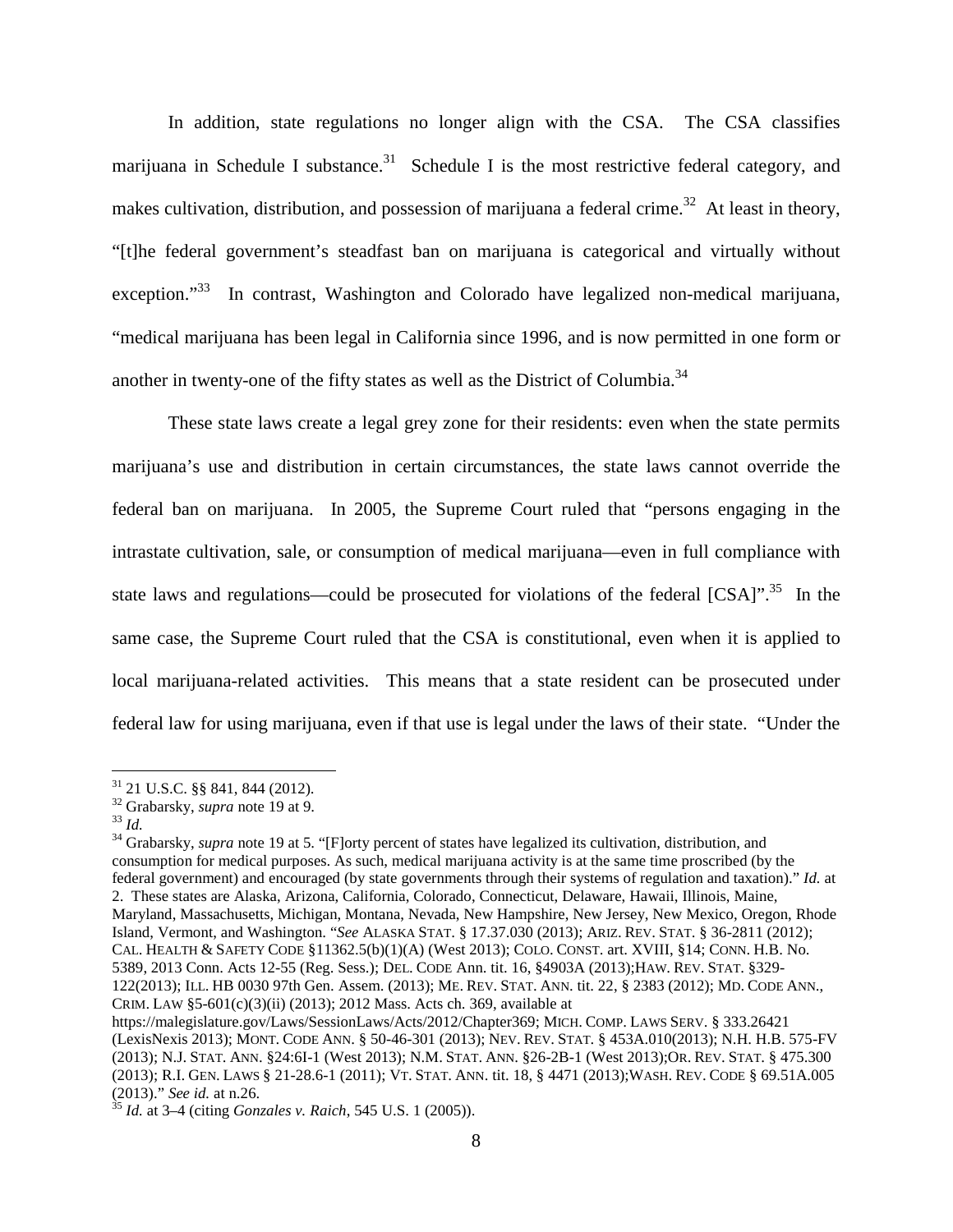In addition, state regulations no longer align with the CSA. The CSA classifies marijuana in Schedule I substance.[31] Schedule I is the most restrictive federal category, and makes cultivation, distribution, and possession of marijuana a federal crime.[32] At least in theory, "[t]he federal government's steadfast ban on marijuana is categorical and virtually without exception."[33] In contrast, Washington and Colorado have legalized non-medical marijuana, "medical marijuana has been legal in California since 1996, and is now permitted in one form or another in twenty-one of the fifty states as well as the District of Columbia.[34]

These state laws create a legal grey zone for their residents: even when the state permits marijuana's use and distribution in certain circumstances, the state laws cannot override the federal ban on marijuana. In 2005, the Supreme Court ruled that "persons engaging in the intrastate cultivation, sale, or consumption of medical marijuana—even in full compliance with state laws and regulations—could be prosecuted for violations of the federal [CSA]".[35] In the same case, the Supreme Court ruled that the CSA is constitutional, even when it is applied to local marijuana-related activities. This means that a state resident can be prosecuted under federal law for using marijuana, even if that use is legal under the laws of their state. "Under the

---

[31] 21 U.S.C. §§ 841, 844 (2012).

[32] Grabarsky, *supra* note 19 at 9.

[33] *Id.*

[34] Grabarsky, *supra* note 19 at 5. "[F]orty percent of states have legalized its cultivation, distribution, and consumption for medical purposes. As such, medical marijuana activity is at the same time proscribed (by the federal government) and encouraged (by state governments through their systems of regulation and taxation)." *Id.* at 2. These states are Alaska, Arizona, California, Colorado, Connecticut, Delaware, Hawaii, Illinois, Maine, Maryland, Massachusetts, Michigan, Montana, Nevada, New Hampshire, New Jersey, New Mexico, Oregon, Rhode Island, Vermont, and Washington. "*See* ALASKA STAT. § 17.37.030 (2013); ARIZ. REV. STAT. § 36-2811 (2012); CAL. HEALTH & SAFETY CODE §11362.5(b)(1)(A) (West 2013); COLO. CONST. art. XVIII, §14; CONN. H.B. No. 5389, 2013 Conn. Acts 12-55 (Reg. Sess.); DEL. CODE Ann. tit. 16, §4903A (2013);HAW. REV. STAT. §329-122(2013); ILL. HB 0030 97th Gen. Assem. (2013); ME. REV. STAT. ANN. tit. 22, § 2383 (2012); MD. CODE ANN., CRIM. LAW §5-601(c)(3)(ii) (2013); 2012 Mass. Acts ch. 369, available at https://malegislature.gov/Laws/SessionLaws/Acts/2012/Chapter369; MICH. COMP. LAWS SERV. § 333.26421 (LexisNexis 2013); MONT. CODE ANN. § 50-46-301 (2013); NEV. REV. STAT. § 453A.010(2013); N.H. H.B. 575-FV (2013); N.J. STAT. ANN. §24:6I-1 (West 2013); N.M. STAT. ANN. §26-2B-1 (West 2013);OR. REV. STAT. § 475.300 (2013); R.I. GEN. LAWS § 21-28.6-1 (2011); VT. STAT. ANN. tit. 18, § 4471 (2013);WASH. REV. CODE § 69.51A.005 (2013)." *See id.* at n.26.

[35] *Id.* at 3–4 (citing *Gonzales v. Raich*, 545 U.S. 1 (2005)).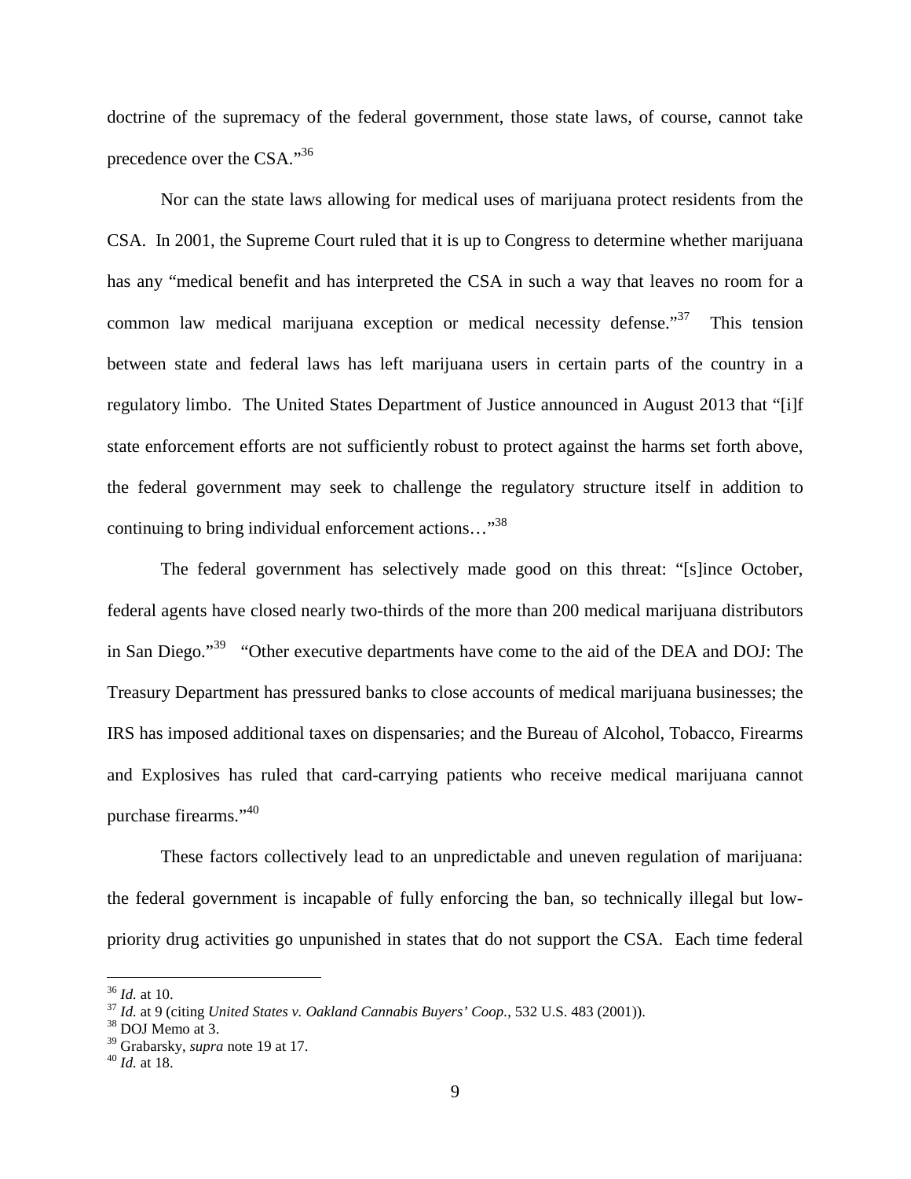doctrine of the supremacy of the federal government, those state laws, of course, cannot take precedence over the CSA."[36]

Nor can the state laws allowing for medical uses of marijuana protect residents from the CSA. In 2001, the Supreme Court ruled that it is up to Congress to determine whether marijuana has any "medical benefit and has interpreted the CSA in such a way that leaves no room for a common law medical marijuana exception or medical necessity defense."[37] This tension between state and federal laws has left marijuana users in certain parts of the country in a regulatory limbo. The United States Department of Justice announced in August 2013 that "[i]f state enforcement efforts are not sufficiently robust to protect against the harms set forth above, the federal government may seek to challenge the regulatory structure itself in addition to continuing to bring individual enforcement actions…"[38]

The federal government has selectively made good on this threat: "[s]ince October, federal agents have closed nearly two-thirds of the more than 200 medical marijuana distributors in San Diego."[39] "Other executive departments have come to the aid of the DEA and DOJ: The Treasury Department has pressured banks to close accounts of medical marijuana businesses; the IRS has imposed additional taxes on dispensaries; and the Bureau of Alcohol, Tobacco, Firearms and Explosives has ruled that card-carrying patients who receive medical marijuana cannot purchase firearms."[40]

These factors collectively lead to an unpredictable and uneven regulation of marijuana: the federal government is incapable of fully enforcing the ban, so technically illegal but low-priority drug activities go unpunished in states that do not support the CSA. Each time federal

---

[36] *Id.* at 10.
[37] *Id.* at 9 (citing *United States v. Oakland Cannabis Buyers' Coop.*, 532 U.S. 483 (2001)).
[38] DOJ Memo at 3.
[39] Grabarsky, *supra* note 19 at 17.
[40] *Id.* at 18.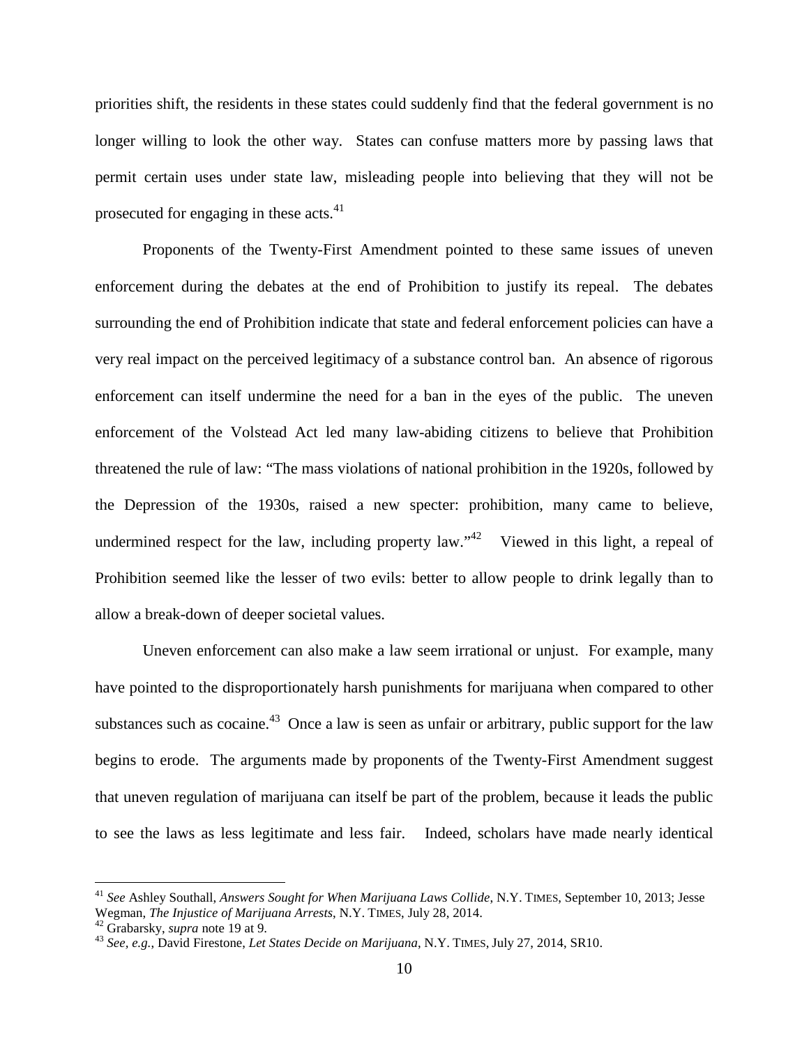priorities shift, the residents in these states could suddenly find that the federal government is no longer willing to look the other way. States can confuse matters more by passing laws that permit certain uses under state law, misleading people into believing that they will not be prosecuted for engaging in these acts.[41]

Proponents of the Twenty-First Amendment pointed to these same issues of uneven enforcement during the debates at the end of Prohibition to justify its repeal. The debates surrounding the end of Prohibition indicate that state and federal enforcement policies can have a very real impact on the perceived legitimacy of a substance control ban. An absence of rigorous enforcement can itself undermine the need for a ban in the eyes of the public. The uneven enforcement of the Volstead Act led many law-abiding citizens to believe that Prohibition threatened the rule of law: "The mass violations of national prohibition in the 1920s, followed by the Depression of the 1930s, raised a new specter: prohibition, many came to believe, undermined respect for the law, including property law."[42] Viewed in this light, a repeal of Prohibition seemed like the lesser of two evils: better to allow people to drink legally than to allow a break-down of deeper societal values.

Uneven enforcement can also make a law seem irrational or unjust. For example, many have pointed to the disproportionately harsh punishments for marijuana when compared to other substances such as cocaine.[43] Once a law is seen as unfair or arbitrary, public support for the law begins to erode. The arguments made by proponents of the Twenty-First Amendment suggest that uneven regulation of marijuana can itself be part of the problem, because it leads the public to see the laws as less legitimate and less fair. Indeed, scholars have made nearly identical

---

[41] *See* Ashley Southall, *Answers Sought for When Marijuana Laws Collide*, N.Y. TIMES, September 10, 2013; Jesse Wegman, *The Injustice of Marijuana Arrests*, N.Y. TIMES, July 28, 2014.

[42] Grabarsky, *supra* note 19 at 9.

[43] *See, e.g.*, David Firestone, *Let States Decide on Marijuana*, N.Y. TIMES, July 27, 2014, SR10.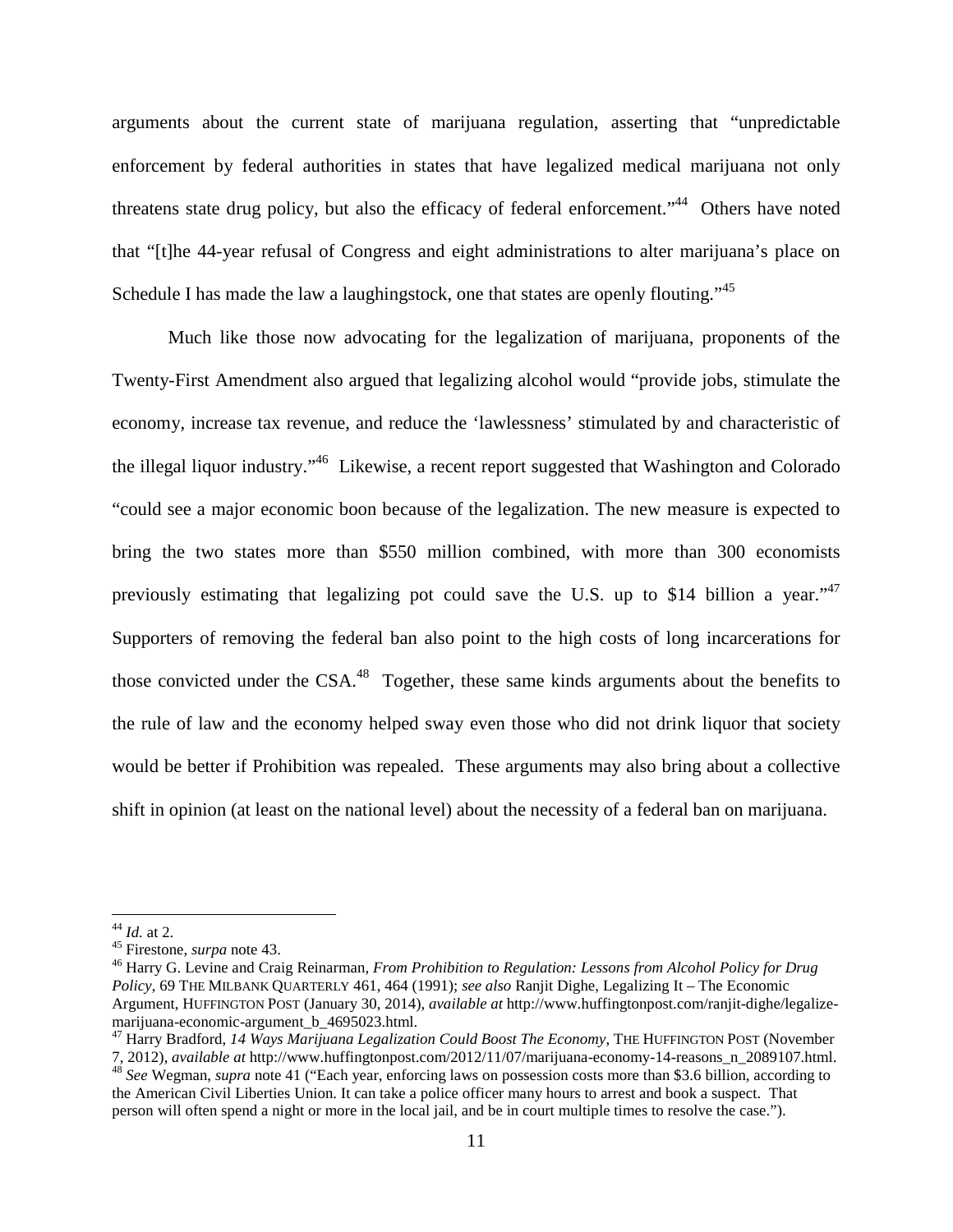arguments about the current state of marijuana regulation, asserting that "unpredictable enforcement by federal authorities in states that have legalized medical marijuana not only threatens state drug policy, but also the efficacy of federal enforcement."[44] Others have noted that "[t]he 44-year refusal of Congress and eight administrations to alter marijuana's place on Schedule I has made the law a laughingstock, one that states are openly flouting."[45]

Much like those now advocating for the legalization of marijuana, proponents of the Twenty-First Amendment also argued that legalizing alcohol would "provide jobs, stimulate the economy, increase tax revenue, and reduce the 'lawlessness' stimulated by and characteristic of the illegal liquor industry."[46] Likewise, a recent report suggested that Washington and Colorado "could see a major economic boon because of the legalization. The new measure is expected to bring the two states more than $550 million combined, with more than 300 economists previously estimating that legalizing pot could save the U.S. up to $14 billion a year."[47] Supporters of removing the federal ban also point to the high costs of long incarcerations for those convicted under the CSA.[48] Together, these same kinds arguments about the benefits to the rule of law and the economy helped sway even those who did not drink liquor that society would be better if Prohibition was repealed. These arguments may also bring about a collective shift in opinion (at least on the national level) about the necessity of a federal ban on marijuana.

---

[44] *Id.* at 2.

[45] Firestone, *surpa* note 43.

[46] Harry G. Levine and Craig Reinarman, *From Prohibition to Regulation: Lessons from Alcohol Policy for Drug Policy*, 69 THE MILBANK QUARTERLY 461, 464 (1991); *see also* Ranjit Dighe, Legalizing It – The Economic Argument, HUFFINGTON POST (January 30, 2014), *available at* http://www.huffingtonpost.com/ranjit-dighe/legalize-marijuana-economic-argument_b_4695023.html.

[47] Harry Bradford, *14 Ways Marijuana Legalization Could Boost The Economy*, THE HUFFINGTON POST (November 7, 2012), *available at* http://www.huffingtonpost.com/2012/11/07/marijuana-economy-14-reasons_n_2089107.html.

[48] *See* Wegman, *supra* note 41 ("Each year, enforcing laws on possession costs more than $3.6 billion, according to the American Civil Liberties Union. It can take a police officer many hours to arrest and book a suspect. That person will often spend a night or more in the local jail, and be in court multiple times to resolve the case.").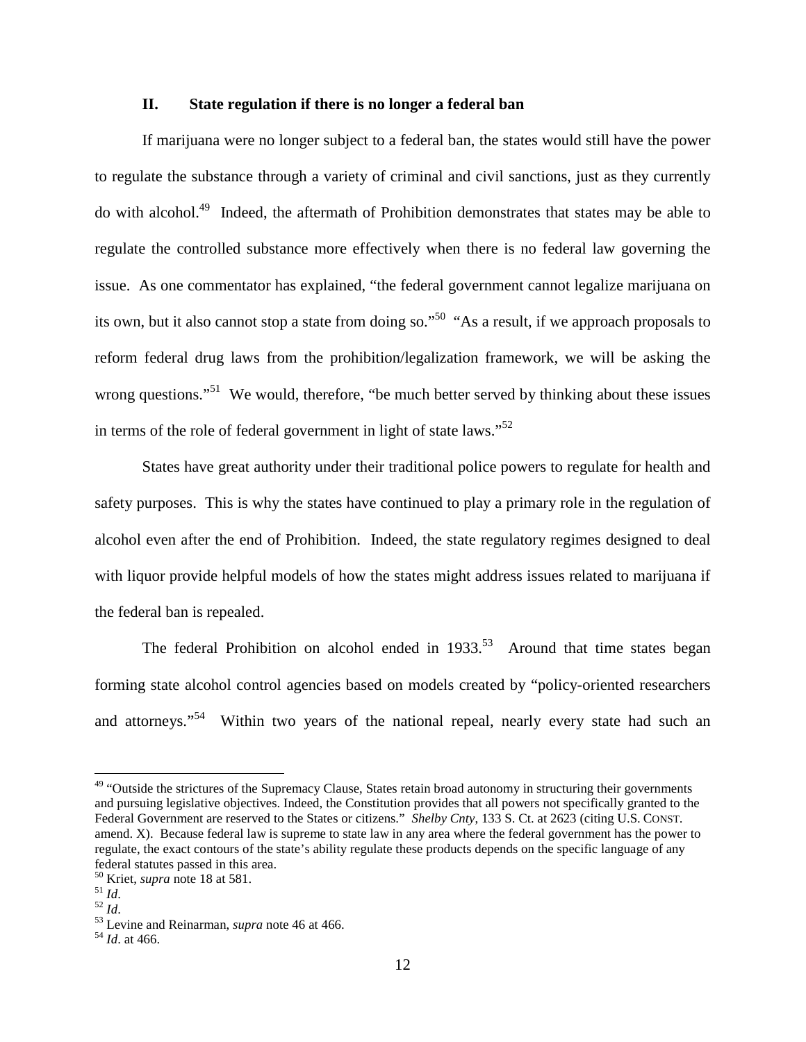## II. State regulation if there is no longer a federal ban

If marijuana were no longer subject to a federal ban, the states would still have the power to regulate the substance through a variety of criminal and civil sanctions, just as they currently do with alcohol.[49] Indeed, the aftermath of Prohibition demonstrates that states may be able to regulate the controlled substance more effectively when there is no federal law governing the issue. As one commentator has explained, "the federal government cannot legalize marijuana on its own, but it also cannot stop a state from doing so."[50] "As a result, if we approach proposals to reform federal drug laws from the prohibition/legalization framework, we will be asking the wrong questions."[51] We would, therefore, "be much better served by thinking about these issues in terms of the role of federal government in light of state laws."[52]

States have great authority under their traditional police powers to regulate for health and safety purposes. This is why the states have continued to play a primary role in the regulation of alcohol even after the end of Prohibition. Indeed, the state regulatory regimes designed to deal with liquor provide helpful models of how the states might address issues related to marijuana if the federal ban is repealed.

The federal Prohibition on alcohol ended in 1933.[53] Around that time states began forming state alcohol control agencies based on models created by "policy-oriented researchers and attorneys."[54] Within two years of the national repeal, nearly every state had such an

---

[49] "Outside the strictures of the Supremacy Clause, States retain broad autonomy in structuring their governments and pursuing legislative objectives. Indeed, the Constitution provides that all powers not specifically granted to the Federal Government are reserved to the States or citizens." *Shelby Cnty*, 133 S. Ct. at 2623 (citing U.S. CONST. amend. X). Because federal law is supreme to state law in any area where the federal government has the power to regulate, the exact contours of the state's ability regulate these products depends on the specific language of any federal statutes passed in this area.

[50] Kriet, *supra* note 18 at 581.

[51] *Id*.

[52] *Id*.

[53] Levine and Reinarman, *supra* note 46 at 466.

[54] *Id*. at 466.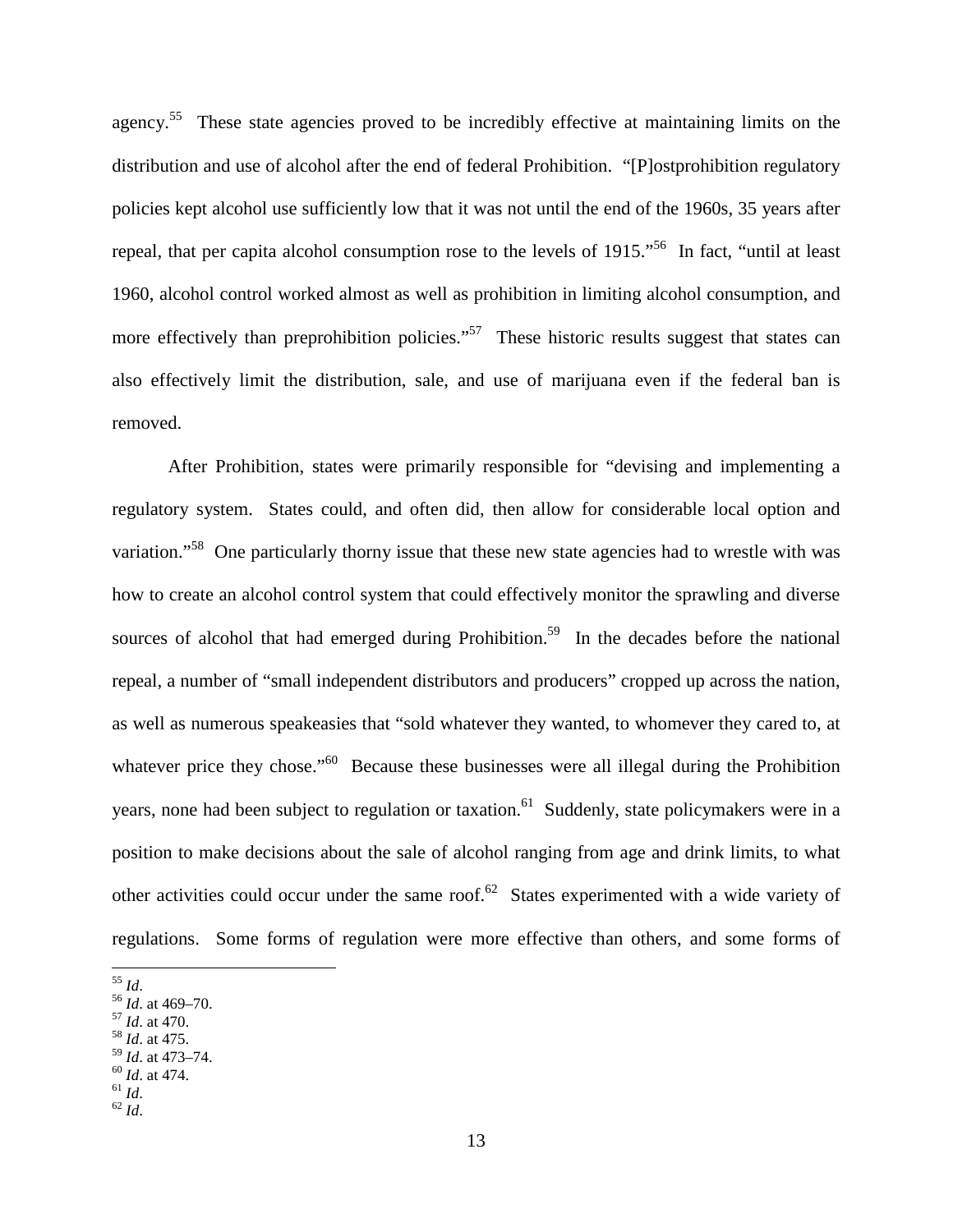agency.[55] These state agencies proved to be incredibly effective at maintaining limits on the distribution and use of alcohol after the end of federal Prohibition. "[P]ostprohibition regulatory policies kept alcohol use sufficiently low that it was not until the end of the 1960s, 35 years after repeal, that per capita alcohol consumption rose to the levels of 1915."[56] In fact, "until at least 1960, alcohol control worked almost as well as prohibition in limiting alcohol consumption, and more effectively than preprohibition policies."[57] These historic results suggest that states can also effectively limit the distribution, sale, and use of marijuana even if the federal ban is removed.

After Prohibition, states were primarily responsible for "devising and implementing a regulatory system. States could, and often did, then allow for considerable local option and variation."[58] One particularly thorny issue that these new state agencies had to wrestle with was how to create an alcohol control system that could effectively monitor the sprawling and diverse sources of alcohol that had emerged during Prohibition.[59] In the decades before the national repeal, a number of "small independent distributors and producers" cropped up across the nation, as well as numerous speakeasies that "sold whatever they wanted, to whomever they cared to, at whatever price they chose."[60] Because these businesses were all illegal during the Prohibition years, none had been subject to regulation or taxation.[61] Suddenly, state policymakers were in a position to make decisions about the sale of alcohol ranging from age and drink limits, to what other activities could occur under the same roof.[62] States experimented with a wide variety of regulations. Some forms of regulation were more effective than others, and some forms of

---

[55] *Id*.
[56] *Id*. at 469–70.
[57] *Id*. at 470.
[58] *Id*. at 475.
[59] *Id*. at 473–74.
[60] *Id*. at 474.
[61] *Id*.
[62] *Id*.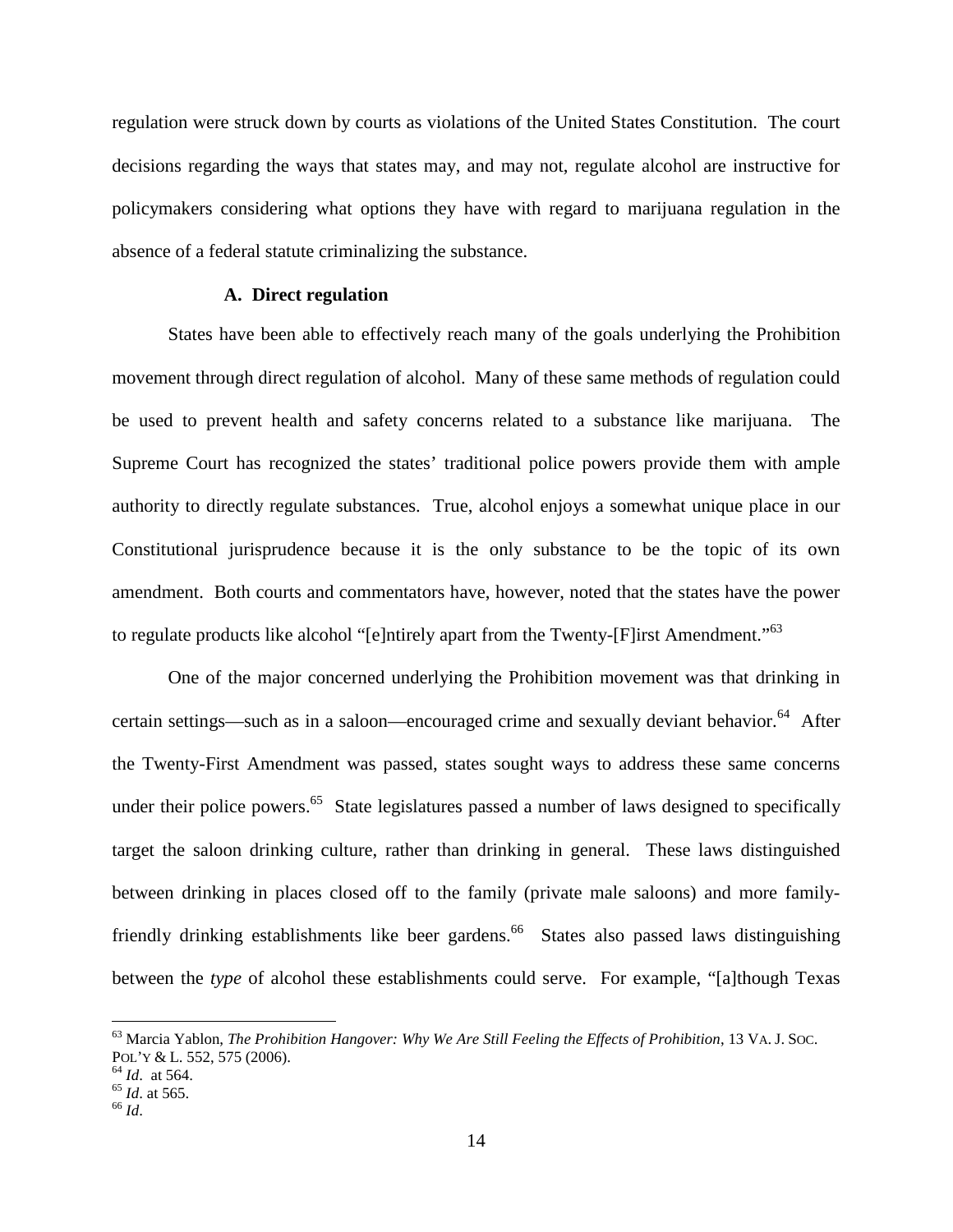regulation were struck down by courts as violations of the United States Constitution. The court decisions regarding the ways that states may, and may not, regulate alcohol are instructive for policymakers considering what options they have with regard to marijuana regulation in the absence of a federal statute criminalizing the substance.

### A. Direct regulation

States have been able to effectively reach many of the goals underlying the Prohibition movement through direct regulation of alcohol. Many of these same methods of regulation could be used to prevent health and safety concerns related to a substance like marijuana. The Supreme Court has recognized the states' traditional police powers provide them with ample authority to directly regulate substances. True, alcohol enjoys a somewhat unique place in our Constitutional jurisprudence because it is the only substance to be the topic of its own amendment. Both courts and commentators have, however, noted that the states have the power to regulate products like alcohol "[e]ntirely apart from the Twenty-[F]irst Amendment."[63]

One of the major concerned underlying the Prohibition movement was that drinking in certain settings—such as in a saloon—encouraged crime and sexually deviant behavior.[64] After the Twenty-First Amendment was passed, states sought ways to address these same concerns under their police powers.[65] State legislatures passed a number of laws designed to specifically target the saloon drinking culture, rather than drinking in general. These laws distinguished between drinking in places closed off to the family (private male saloons) and more family-friendly drinking establishments like beer gardens.[66] States also passed laws distinguishing between the *type* of alcohol these establishments could serve. For example, "[a]though Texas

---

[63] Marcia Yablon, *The Prohibition Hangover: Why We Are Still Feeling the Effects of Prohibition*, 13 VA. J. SOC. POL'Y & L. 552, 575 (2006).

[64] *Id*. at 564.

[65] *Id*. at 565.

[66] *Id*.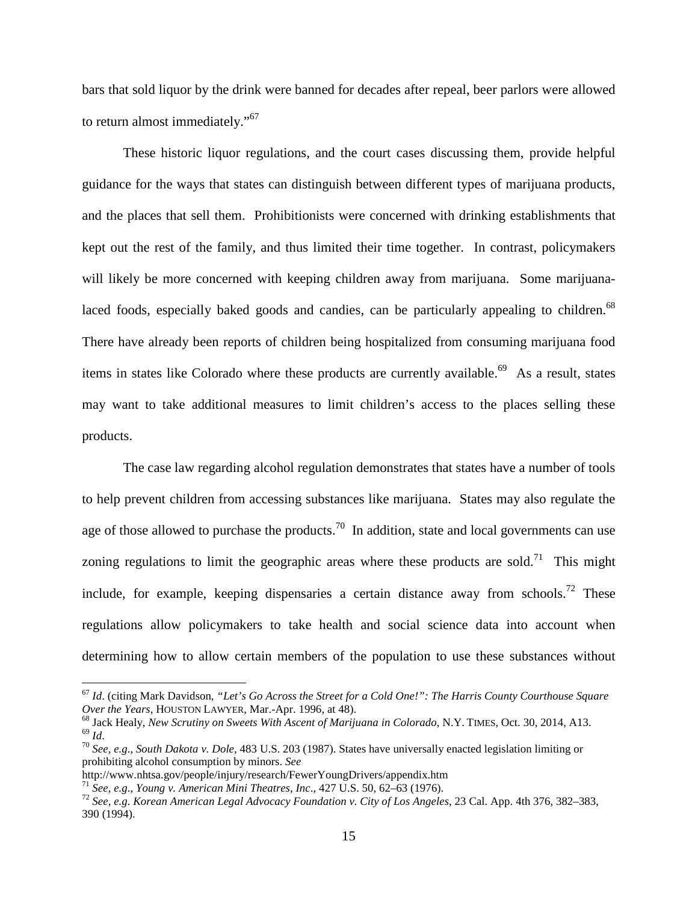bars that sold liquor by the drink were banned for decades after repeal, beer parlors were allowed to return almost immediately."[67]

These historic liquor regulations, and the court cases discussing them, provide helpful guidance for the ways that states can distinguish between different types of marijuana products, and the places that sell them. Prohibitionists were concerned with drinking establishments that kept out the rest of the family, and thus limited their time together. In contrast, policymakers will likely be more concerned with keeping children away from marijuana. Some marijuana-laced foods, especially baked goods and candies, can be particularly appealing to children.[68] There have already been reports of children being hospitalized from consuming marijuana food items in states like Colorado where these products are currently available.[69] As a result, states may want to take additional measures to limit children's access to the places selling these products.

The case law regarding alcohol regulation demonstrates that states have a number of tools to help prevent children from accessing substances like marijuana. States may also regulate the age of those allowed to purchase the products.[70] In addition, state and local governments can use zoning regulations to limit the geographic areas where these products are sold.[71] This might include, for example, keeping dispensaries a certain distance away from schools.[72] These regulations allow policymakers to take health and social science data into account when determining how to allow certain members of the population to use these substances without

---

[67] *Id*. (citing Mark Davidson, *"Let's Go Across the Street for a Cold One!": The Harris County Courthouse Square Over the Years*, HOUSTON LAWYER, Mar.-Apr. 1996, at 48).

[68] Jack Healy, *New Scrutiny on Sweets With Ascent of Marijuana in Colorado*, N.Y. TIMES, Oct. 30, 2014, A13.

[69] *Id*.

[70] *See, e.g*., *South Dakota v. Dole*, 483 U.S. 203 (1987). States have universally enacted legislation limiting or prohibiting alcohol consumption by minors. *See* http://www.nhtsa.gov/people/injury/research/FewerYoungDrivers/appendix.htm

[71] *See, e.g*., *Young v. American Mini Theatres, Inc*., 427 U.S. 50, 62–63 (1976).

[72] *See, e.g*. *Korean American Legal Advocacy Foundation v. City of Los Angeles*, 23 Cal. App. 4th 376, 382–383, 390 (1994).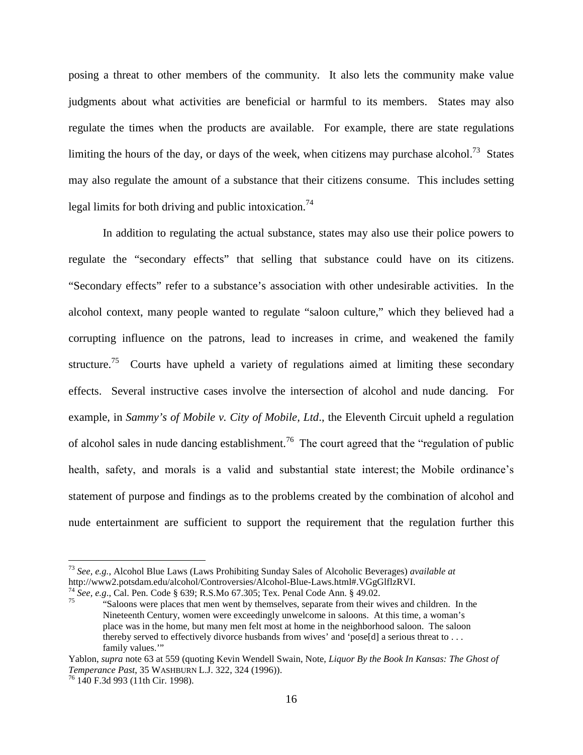posing a threat to other members of the community. It also lets the community make value judgments about what activities are beneficial or harmful to its members. States may also regulate the times when the products are available. For example, there are state regulations limiting the hours of the day, or days of the week, when citizens may purchase alcohol.[73] States may also regulate the amount of a substance that their citizens consume. This includes setting legal limits for both driving and public intoxication.[74]

In addition to regulating the actual substance, states may also use their police powers to regulate the "secondary effects" that selling that substance could have on its citizens. "Secondary effects" refer to a substance's association with other undesirable activities. In the alcohol context, many people wanted to regulate "saloon culture," which they believed had a corrupting influence on the patrons, lead to increases in crime, and weakened the family structure.[75] Courts have upheld a variety of regulations aimed at limiting these secondary effects. Several instructive cases involve the intersection of alcohol and nude dancing. For example, in *Sammy's of Mobile v. City of Mobile, Ltd*., the Eleventh Circuit upheld a regulation of alcohol sales in nude dancing establishment.[76] The court agreed that the "regulation of public health, safety, and morals is a valid and substantial state interest; the Mobile ordinance's statement of purpose and findings as to the problems created by the combination of alcohol and nude entertainment are sufficient to support the requirement that the regulation further this

---

[73] *See, e.g.*, Alcohol Blue Laws (Laws Prohibiting Sunday Sales of Alcoholic Beverages) *available at* http://www2.potsdam.edu/alcohol/Controversies/Alcohol-Blue-Laws.html#.VGgGlflzRVI.

[74] *See, e.g*., Cal. Pen. Code § 639; R.S.Mo 67.305; Tex. Penal Code Ann. § 49.02.

[75] "Saloons were places that men went by themselves, separate from their wives and children. In the Nineteenth Century, women were exceedingly unwelcome in saloons. At this time, a woman's place was in the home, but many men felt most at home in the neighborhood saloon. The saloon thereby served to effectively divorce husbands from wives' and 'pose[d] a serious threat to . . . family values.'"

Yablon, *supra* note 63 at 559 (quoting Kevin Wendell Swain, Note, *Liquor By the Book In Kansas: The Ghost of Temperance Past*, 35 WASHBURN L.J. 322, 324 (1996)).

[76] 140 F.3d 993 (11th Cir. 1998).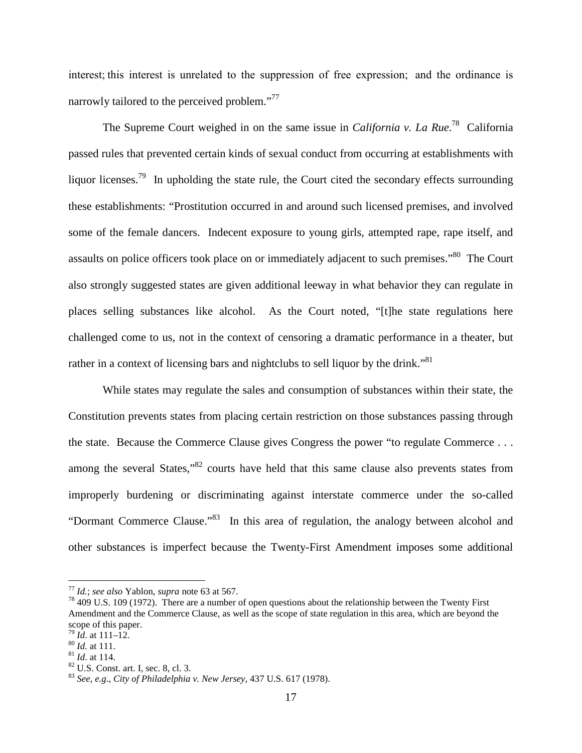interest; this interest is unrelated to the suppression of free expression; and the ordinance is narrowly tailored to the perceived problem."[77]

The Supreme Court weighed in on the same issue in *California v. La Rue*.[78] California passed rules that prevented certain kinds of sexual conduct from occurring at establishments with liquor licenses.[79] In upholding the state rule, the Court cited the secondary effects surrounding these establishments: "Prostitution occurred in and around such licensed premises, and involved some of the female dancers. Indecent exposure to young girls, attempted rape, rape itself, and assaults on police officers took place on or immediately adjacent to such premises."[80] The Court also strongly suggested states are given additional leeway in what behavior they can regulate in places selling substances like alcohol. As the Court noted, "[t]he state regulations here challenged come to us, not in the context of censoring a dramatic performance in a theater, but rather in a context of licensing bars and nightclubs to sell liquor by the drink."[81]

While states may regulate the sales and consumption of substances within their state, the Constitution prevents states from placing certain restriction on those substances passing through the state. Because the Commerce Clause gives Congress the power "to regulate Commerce . . . among the several States,"[82] courts have held that this same clause also prevents states from improperly burdening or discriminating against interstate commerce under the so-called "Dormant Commerce Clause."[83] In this area of regulation, the analogy between alcohol and other substances is imperfect because the Twenty-First Amendment imposes some additional

---

[77] *Id.*; *see also* Yablon, *supra* note 63 at 567.

[78] 409 U.S. 109 (1972). There are a number of open questions about the relationship between the Twenty First Amendment and the Commerce Clause, as well as the scope of state regulation in this area, which are beyond the scope of this paper.

[79] *Id.* at 111–12.

[80] *Id.* at 111.

[81] *Id.* at 114.

[82] U.S. Const. art. I, sec. 8, cl. 3.

[83] *See, e.g.*, *City of Philadelphia v. New Jersey*, 437 U.S. 617 (1978).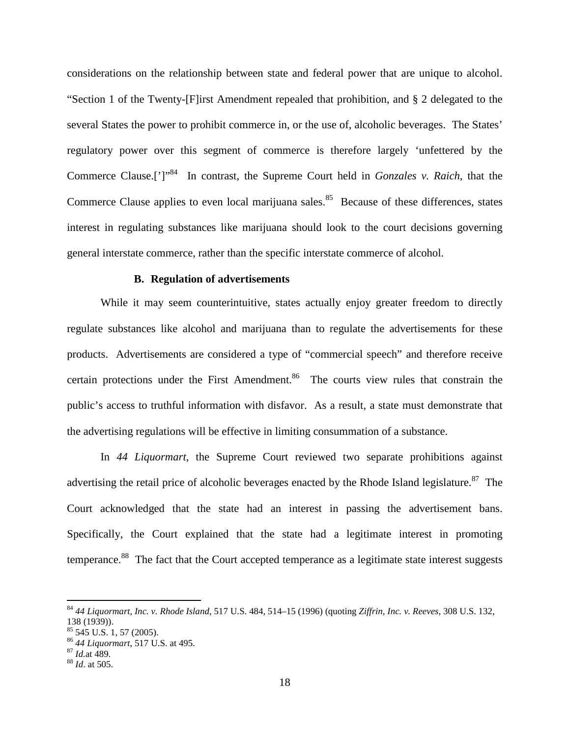considerations on the relationship between state and federal power that are unique to alcohol. "Section 1 of the Twenty-[F]irst Amendment repealed that prohibition, and § 2 delegated to the several States the power to prohibit commerce in, or the use of, alcoholic beverages. The States' regulatory power over this segment of commerce is therefore largely 'unfettered by the Commerce Clause.[']"[84] In contrast, the Supreme Court held in *Gonzales v. Raich*, that the Commerce Clause applies to even local marijuana sales.[85] Because of these differences, states interest in regulating substances like marijuana should look to the court decisions governing general interstate commerce, rather than the specific interstate commerce of alcohol.

### B. Regulation of advertisements

While it may seem counterintuitive, states actually enjoy greater freedom to directly regulate substances like alcohol and marijuana than to regulate the advertisements for these products. Advertisements are considered a type of "commercial speech" and therefore receive certain protections under the First Amendment.[86] The courts view rules that constrain the public's access to truthful information with disfavor. As a result, a state must demonstrate that the advertising regulations will be effective in limiting consummation of a substance.

In *44 Liquormart*, the Supreme Court reviewed two separate prohibitions against advertising the retail price of alcoholic beverages enacted by the Rhode Island legislature.[87] The Court acknowledged that the state had an interest in passing the advertisement bans. Specifically, the Court explained that the state had a legitimate interest in promoting temperance.[88] The fact that the Court accepted temperance as a legitimate state interest suggests

---

[84] *44 Liquormart, Inc. v. Rhode Island*, 517 U.S. 484, 514–15 (1996) (quoting *Ziffrin, Inc. v. Reeves*, 308 U.S. 132, 138 (1939)).
[85] 545 U.S. 1, 57 (2005).
[86] *44 Liquormart*, 517 U.S. at 495.
[87] *Id.*at 489.
[88] *Id*. at 505.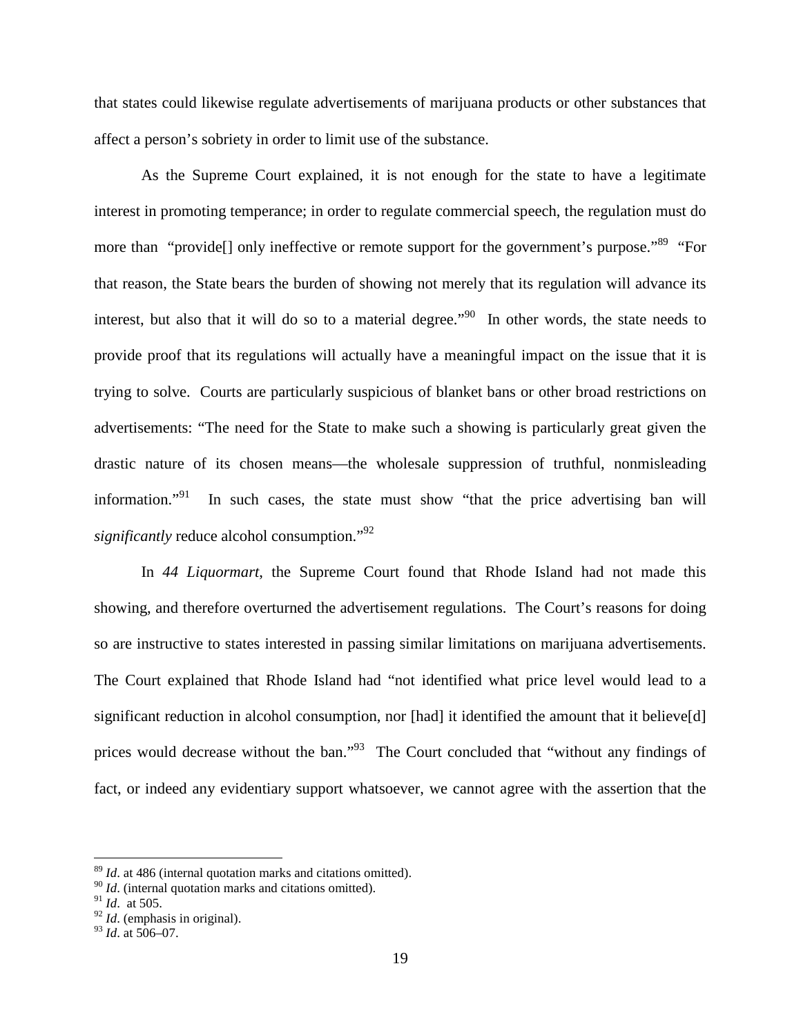that states could likewise regulate advertisements of marijuana products or other substances that affect a person's sobriety in order to limit use of the substance.

As the Supreme Court explained, it is not enough for the state to have a legitimate interest in promoting temperance; in order to regulate commercial speech, the regulation must do more than "provide[] only ineffective or remote support for the government's purpose."[89] "For that reason, the State bears the burden of showing not merely that its regulation will advance its interest, but also that it will do so to a material degree."[90] In other words, the state needs to provide proof that its regulations will actually have a meaningful impact on the issue that it is trying to solve. Courts are particularly suspicious of blanket bans or other broad restrictions on advertisements: "The need for the State to make such a showing is particularly great given the drastic nature of its chosen means—the wholesale suppression of truthful, nonmisleading information."[91] In such cases, the state must show "that the price advertising ban will *significantly* reduce alcohol consumption."[92]

In *44 Liquormart*, the Supreme Court found that Rhode Island had not made this showing, and therefore overturned the advertisement regulations. The Court's reasons for doing so are instructive to states interested in passing similar limitations on marijuana advertisements. The Court explained that Rhode Island had "not identified what price level would lead to a significant reduction in alcohol consumption, nor [had] it identified the amount that it believe[d] prices would decrease without the ban."[93] The Court concluded that "without any findings of fact, or indeed any evidentiary support whatsoever, we cannot agree with the assertion that the

---

[89] *Id*. at 486 (internal quotation marks and citations omitted).
[90] *Id*. (internal quotation marks and citations omitted).
[91] *Id*. at 505.
[92] *Id*. (emphasis in original).
[93] *Id*. at 506–07.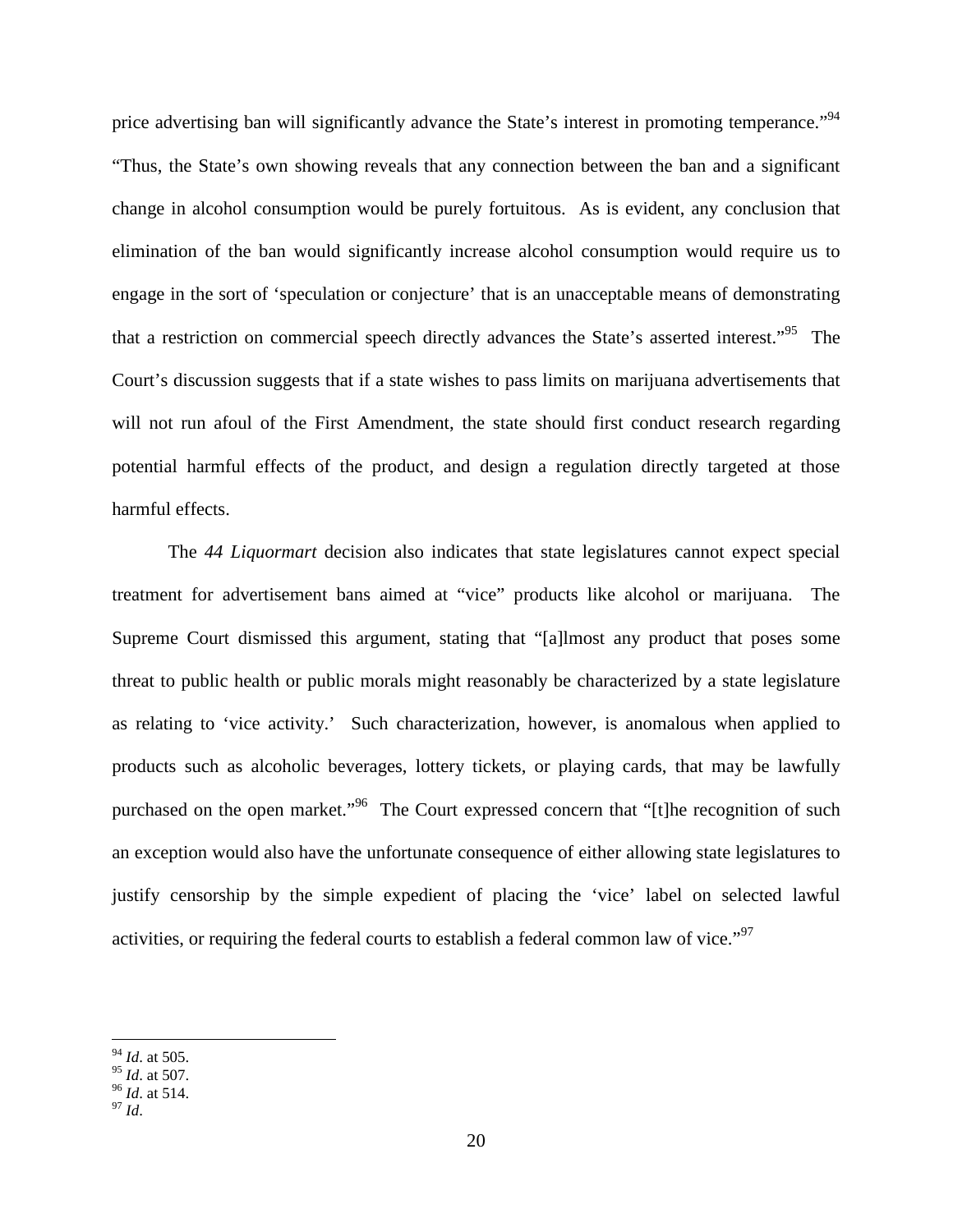price advertising ban will significantly advance the State's interest in promoting temperance."[94] "Thus, the State's own showing reveals that any connection between the ban and a significant change in alcohol consumption would be purely fortuitous. As is evident, any conclusion that elimination of the ban would significantly increase alcohol consumption would require us to engage in the sort of 'speculation or conjecture' that is an unacceptable means of demonstrating that a restriction on commercial speech directly advances the State's asserted interest."[95] The Court's discussion suggests that if a state wishes to pass limits on marijuana advertisements that will not run afoul of the First Amendment, the state should first conduct research regarding potential harmful effects of the product, and design a regulation directly targeted at those harmful effects.

The *44 Liquormart* decision also indicates that state legislatures cannot expect special treatment for advertisement bans aimed at "vice" products like alcohol or marijuana. The Supreme Court dismissed this argument, stating that "[a]lmost any product that poses some threat to public health or public morals might reasonably be characterized by a state legislature as relating to 'vice activity.' Such characterization, however, is anomalous when applied to products such as alcoholic beverages, lottery tickets, or playing cards, that may be lawfully purchased on the open market."[96] The Court expressed concern that "[t]he recognition of such an exception would also have the unfortunate consequence of either allowing state legislatures to justify censorship by the simple expedient of placing the 'vice' label on selected lawful activities, or requiring the federal courts to establish a federal common law of vice."[97]

---

[94] *Id*. at 505.
[95] *Id*. at 507.
[96] *Id*. at 514.
[97] *Id*.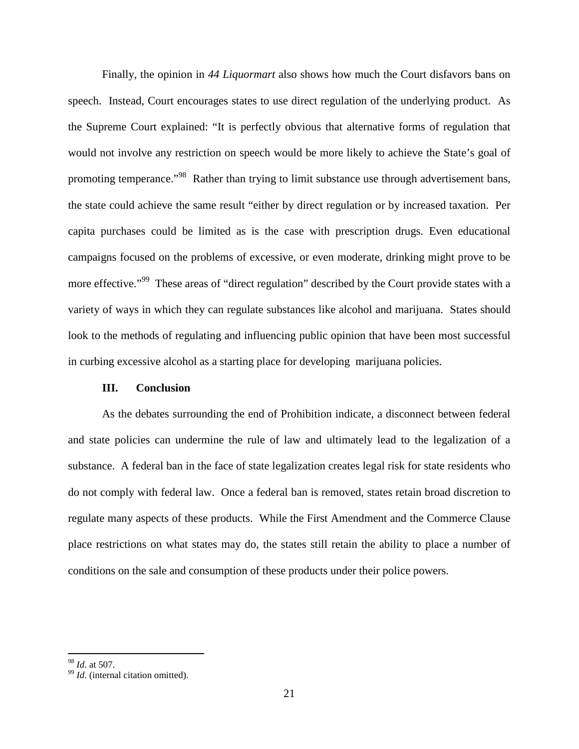Finally, the opinion in *44 Liquormart* also shows how much the Court disfavors bans on speech. Instead, Court encourages states to use direct regulation of the underlying product. As the Supreme Court explained: "It is perfectly obvious that alternative forms of regulation that would not involve any restriction on speech would be more likely to achieve the State's goal of promoting temperance."[98] Rather than trying to limit substance use through advertisement bans, the state could achieve the same result "either by direct regulation or by increased taxation. Per capita purchases could be limited as is the case with prescription drugs. Even educational campaigns focused on the problems of excessive, or even moderate, drinking might prove to be more effective."[99] These areas of "direct regulation" described by the Court provide states with a variety of ways in which they can regulate substances like alcohol and marijuana. States should look to the methods of regulating and influencing public opinion that have been most successful in curbing excessive alcohol as a starting place for developing marijuana policies.

## III. Conclusion

As the debates surrounding the end of Prohibition indicate, a disconnect between federal and state policies can undermine the rule of law and ultimately lead to the legalization of a substance. A federal ban in the face of state legalization creates legal risk for state residents who do not comply with federal law. Once a federal ban is removed, states retain broad discretion to regulate many aspects of these products. While the First Amendment and the Commerce Clause place restrictions on what states may do, the states still retain the ability to place a number of conditions on the sale and consumption of these products under their police powers.

---

[98] *Id*. at 507.

[99] *Id*. (internal citation omitted).